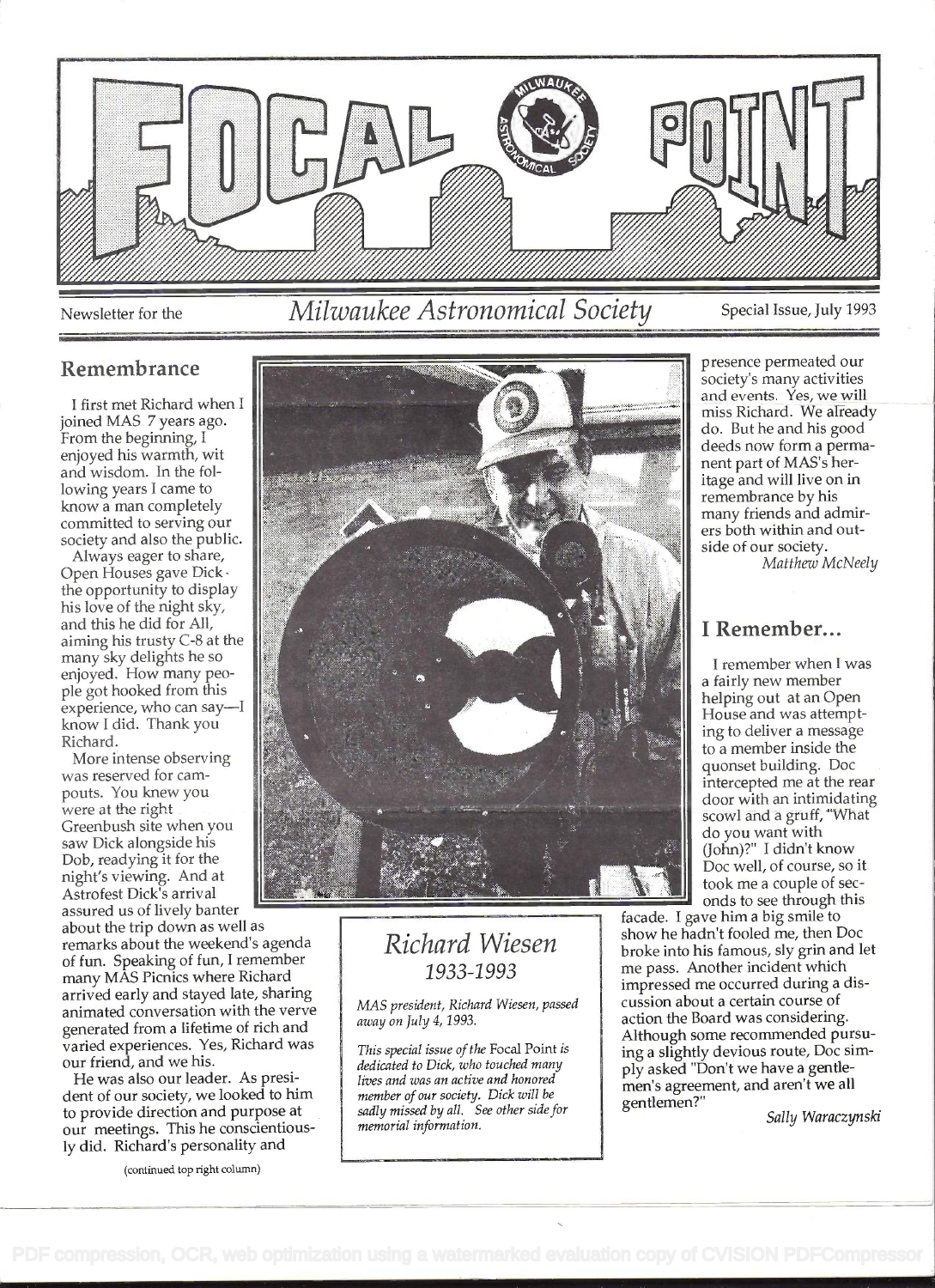# FOCAL POINT

Newsletter for the *Milwaukee Astronomical Society* Special Issue, July 1993

## Remembrance

I first met Richard when I joined MAS 7 years ago. From the beginning, I enjoyed his warmth, wit and wisdom. In the following years I came to know a man completely committed to serving our society and also the public.

Always eager to share, Open Houses gave Dick the opportunity to display his love of the night sky, and this he did for All, aiming his trusty C-8 at the many sky delights he so enjoyed. How many people got hooked from this experience, who can say—I know I did. Thank you Richard.

More intense observing was reserved for campouts. You knew you were at the right Greenbush site when you saw Dick alongside his Dob, readying it for the night's viewing. And at Astrofest Dick's arrival assured us of lively banter about the trip down as well as remarks about the weekend's agenda of fun. Speaking of fun, I remember many MAS Picnics where Richard arrived early and stayed late, sharing animated conversation with the verve generated from a lifetime of rich and varied experiences. Yes, Richard was our friend, and we his.

He was also our leader. As president of our society, we looked to him to provide direction and purpose at our meetings. This he conscientiously did. Richard's personality and presence permeated our society's many activities and events. Yes, we will miss Richard. We already do. But he and his good deeds now form a permanent part of MAS's heritage and will live on in remembrance by his many friends and admirers both within and outside of our society.

*Matthew McNeely*

## *Richard Wiesen*
## *1933-1993*

*MAS president, Richard Wiesen, passed away on July 4, 1993.*

*This special issue of the* Focal Point *is dedicated to Dick, who touched many lives and was an active and honored member of our society. Dick will be sadly missed by all. See other side for memorial information.*

## I Remember...

I remember when I was a fairly new member helping out at an Open House and was attempting to deliver a message to a member inside the quonset building. Doc intercepted me at the rear door with an intimidating scowl and a gruff, "What do you want with (John)?" I didn't know Doc well, of course, so it took me a couple of seconds to see through this facade. I gave him a big smile to show he hadn't fooled me, then Doc broke into his famous, sly grin and let me pass. Another incident which impressed me occurred during a discussion about a certain course of action the Board was considering. Although some recommended pursuing a slightly devious route, Doc simply asked "Don't we have a gentlemen's agreement, and aren't we all gentlemen?"

*Sally Waraczynski*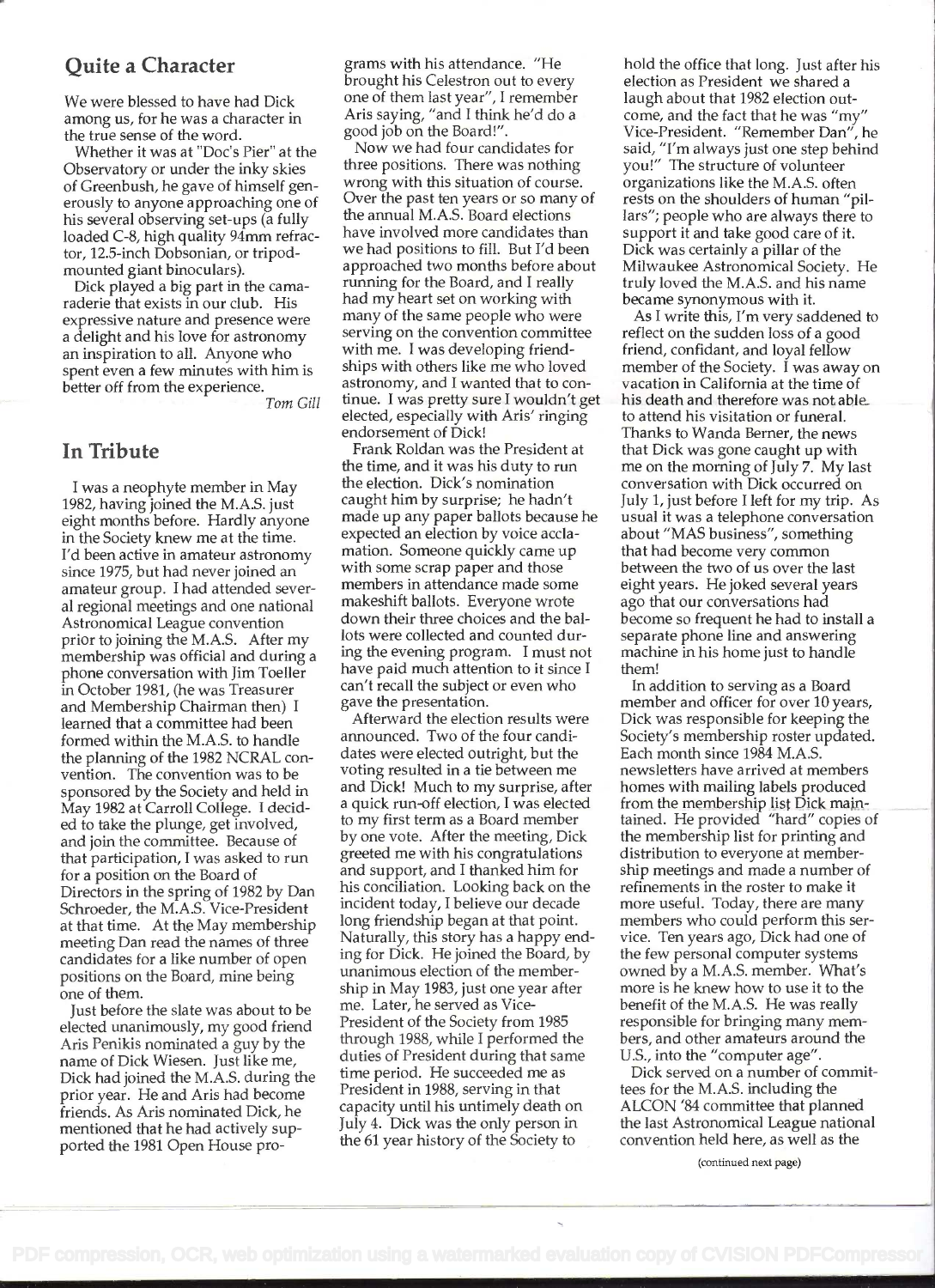## Quite a Character

We were blessed to have had Dick among us, for he was a character in the true sense of the word.

Whether it was at "Doc's Pier" at the Observatory or under the inky skies of Greenbush, he gave of himself generously to anyone approaching one of his several observing set-ups (a fully loaded C-8, high quality 94mm refractor, 12.5-inch Dobsonian, or tripod-mounted giant binoculars).

Dick played a big part in the camaraderie that exists in our club. His expressive nature and presence were a delight and his love for astronomy an inspiration to all. Anyone who spent even a few minutes with him is better off from the experience.

*Tom Gill*

## In Tribute

I was a neophyte member in May 1982, having joined the M.A.S. just eight months before. Hardly anyone in the Society knew me at the time. I'd been active in amateur astronomy since 1975, but had never joined an amateur group. I had attended several regional meetings and one national Astronomical League convention prior to joining the M.A.S. After my membership was official and during a phone conversation with Jim Toeller in October 1981, (he was Treasurer and Membership Chairman then) I learned that a committee had been formed within the M.A.S. to handle the planning of the 1982 NCRAL convention. The convention was to be sponsored by the Society and held in May 1982 at Carroll College. I decided to take the plunge, get involved, and join the committee. Because of that participation, I was asked to run for a position on the Board of Directors in the spring of 1982 by Dan Schroeder, the M.A.S. Vice-President at that time. At the May membership meeting Dan read the names of three candidates for a like number of open positions on the Board, mine being one of them.

Just before the slate was about to be elected unanimously, my good friend Aris Penikis nominated a guy by the name of Dick Wiesen. Just like me, Dick had joined the M.A.S. during the prior year. He and Aris had become friends. As Aris nominated Dick, he mentioned that he had actively supported the 1981 Open House programs with his attendance. "He brought his Celestron out to every one of them last year", I remember Aris saying, "and I think he'd do a good job on the Board!".

Now we had four candidates for three positions. There was nothing wrong with this situation of course. Over the past ten years or so many of the annual M.A.S. Board elections have involved more candidates than we had positions to fill. But I'd been approached two months before about running for the Board, and I really had my heart set on working with many of the same people who were serving on the convention committee with me. I was developing friendships with others like me who loved astronomy, and I wanted that to continue. I was pretty sure I wouldn't get elected, especially with Aris' ringing endorsement of Dick!

Frank Roldan was the President at the time, and it was his duty to run the election. Dick's nomination caught him by surprise; he hadn't made up any paper ballots because he expected an election by voice acclamation. Someone quickly came up with some scrap paper and those members in attendance made some makeshift ballots. Everyone wrote down their three choices and the ballots were collected and counted during the evening program. I must not have paid much attention to it since I can't recall the subject or even who gave the presentation.

Afterward the election results were announced. Two of the four candidates were elected outright, but the voting resulted in a tie between me and Dick! Much to my surprise, after a quick run-off election, I was elected to my first term as a Board member by one vote. After the meeting, Dick greeted me with his congratulations and support, and I thanked him for his conciliation. Looking back on the incident today, I believe our decade long friendship began at that point. Naturally, this story has a happy ending for Dick. He joined the Board, by unanimous election of the membership in May 1983, just one year after me. Later, he served as Vice-President of the Society from 1985 through 1988, while I performed the duties of President during that same time period. He succeeded me as President in 1988, serving in that capacity until his untimely death on July 4. Dick was the only person in the 61 year history of the Society to hold the office that long. Just after his election as President we shared a laugh about that 1982 election outcome, and the fact that he was "my" Vice-President. "Remember Dan", he said, "I'm always just one step behind you!" The structure of volunteer organizations like the M.A.S. often rests on the shoulders of human "pillars"; people who are always there to support it and take good care of it. Dick was certainly a pillar of the Milwaukee Astronomical Society. He truly loved the M.A.S. and his name became synonymous with it.

As I write this, I'm very saddened to reflect on the sudden loss of a good friend, confidant, and loyal fellow member of the Society. I was away on vacation in California at the time of his death and therefore was not able to attend his visitation or funeral. Thanks to Wanda Berner, the news that Dick was gone caught up with me on the morning of July 7. My last conversation with Dick occurred on July 1, just before I left for my trip. As usual it was a telephone conversation about "MAS business", something that had become very common between the two of us over the last eight years. He joked several years ago that our conversations had become so frequent he had to install a separate phone line and answering machine in his home just to handle them!

In addition to serving as a Board member and officer for over 10 years, Dick was responsible for keeping the Society's membership roster updated. Each month since 1984 M.A.S. newsletters have arrived at members homes with mailing labels produced from the membership list Dick maintained. He provided "hard" copies of the membership list for printing and distribution to everyone at membership meetings and made a number of refinements in the roster to make it more useful. Today, there are many members who could perform this service. Ten years ago, Dick had one of the few personal computer systems owned by a M.A.S. member. What's more is he knew how to use it to the benefit of the M.A.S. He was really responsible for bringing many members, and other amateurs around the U.S., into the "computer age".

Dick served on a number of committees for the M.A.S. including the ALCON '84 committee that planned the last Astronomical League national convention held here, as well as the

(continued next page)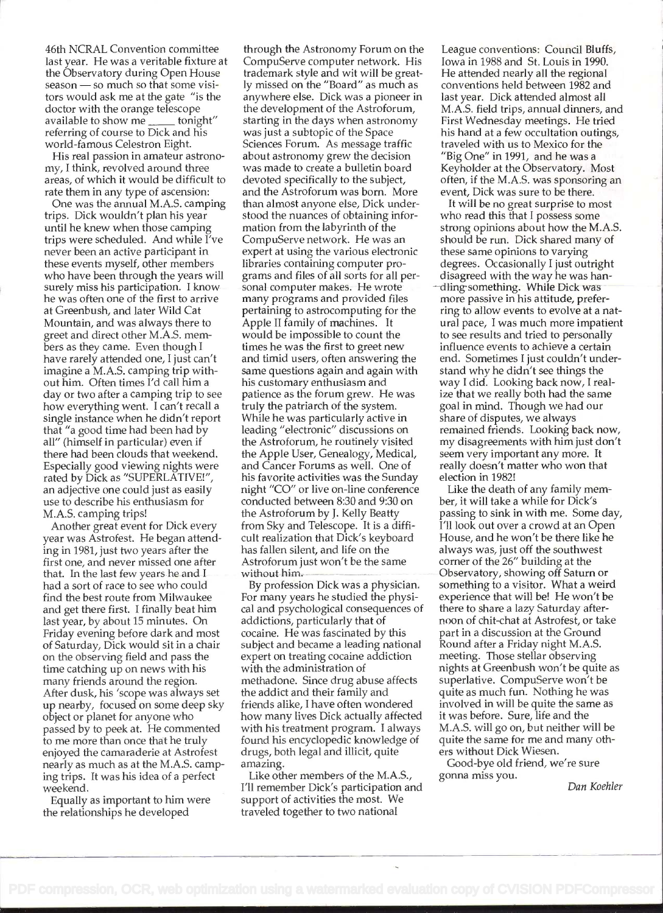46th NCRAL Convention committee last year. He was a veritable fixture at the Observatory during Open House season — so much so that some visitors would ask me at the gate "is the doctor with the orange telescope available to show me _____ tonight" referring of course to Dick and his world-famous Celestron Eight.

His real passion in amateur astronomy, I think, revolved around three areas, of which it would be difficult to rate them in any type of ascension:

One was the annual M.A.S. camping trips. Dick wouldn't plan his year until he knew when those camping trips were scheduled. And while I've never been an active participant in these events myself, other members who have been through the years will surely miss his participation. I know he was often one of the first to arrive at Greenbush, and later Wild Cat Mountain, and was always there to greet and direct other M.A.S. members as they came. Even though I have rarely attended one, I just can't imagine a M.A.S. camping trip without him. Often times I'd call him a day or two after a camping trip to see how everything went. I can't recall a single instance when he didn't report that "a good time had been had by all" (himself in particular) even if there had been clouds that weekend. Especially good viewing nights were rated by Dick as "SUPERLATIVE!", an adjective one could just as easily use to describe his enthusiasm for M.A.S. camping trips!

Another great event for Dick every year was Astrofest. He began attending in 1981, just two years after the first one, and never missed one after that. In the last few years he and I had a sort of race to see who could find the best route from Milwaukee and get there first. I finally beat him last year, by about 15 minutes. On Friday evening before dark and most of Saturday, Dick would sit in a chair on the observing field and pass the time catching up on news with his many friends around the region. After dusk, his 'scope was always set up nearby, focused on some deep sky object or planet for anyone who passed by to peek at. He commented to me more than once that he truly enjoyed the camaraderie at Astrofest nearly as much as at the M.A.S. camping trips. It was his idea of a perfect weekend.

Equally as important to him were the relationships he developed through the Astronomy Forum on the CompuServe computer network. His trademark style and wit will be greatly missed on the "Board" as much as anywhere else. Dick was a pioneer in the development of the Astroforum, starting in the days when astronomy was just a subtopic of the Space Sciences Forum. As message traffic about astronomy grew the decision was made to create a bulletin board devoted specifically to the subject, and the Astroforum was born. More than almost anyone else, Dick understood the nuances of obtaining information from the labyrinth of the CompuServe network. He was an expert at using the various electronic libraries containing computer programs and files of all sorts for all personal computer makes. He wrote many programs and provided files pertaining to astrocomputing for the Apple II family of machines. It would be impossible to count the times he was the first to greet new and timid users, often answering the same questions again and again with his customary enthusiasm and patience as the forum grew. He was truly the patriarch of the system. While he was particularly active in leading "electronic" discussions on the Astroforum, he routinely visited the Apple User, Genealogy, Medical, and Cancer Forums as well. One of his favorite activities was the Sunday night "CO" or live on-line conference conducted between 8:30 and 9:30 on the Astroforum by J. Kelly Beatty from Sky and Telescope. It is a difficult realization that Dick's keyboard has fallen silent, and life on the Astroforum just won't be the same without him.

By profession Dick was a physician. For many years he studied the physical and psychological consequences of addictions, particularly that of cocaine. He was fascinated by this subject and became a leading national expert on treating cocaine addiction with the administration of methadone. Since drug abuse affects the addict and their family and friends alike, I have often wondered how many lives Dick actually affected with his treatment program. I always found his encyclopedic knowledge of drugs, both legal and illicit, quite amazing.

Like other members of the M.A.S., I'll remember Dick's participation and support of activities the most. We traveled together to two national League conventions: Council Bluffs, Iowa in 1988 and St. Louis in 1990. He attended nearly all the regional conventions held between 1982 and last year. Dick attended almost all M.A.S. field trips, annual dinners, and First Wednesday meetings. He tried his hand at a few occultation outings, traveled with us to Mexico for the "Big One" in 1991, and he was a Keyholder at the Observatory. Most often, if the M.A.S. was sponsoring an event, Dick was sure to be there.

It will be no great surprise to most who read this that I possess some strong opinions about how the M.A.S. should be run. Dick shared many of these same opinions to varying degrees. Occasionally I just outright disagreed with the way he was handling something. While Dick was more passive in his attitude, preferring to allow events to evolve at a natural pace, I was much more impatient to see results and tried to personally influence events to achieve a certain end. Sometimes I just couldn't understand why he didn't see things the way I did. Looking back now, I realize that we really both had the same goal in mind. Though we had our share of disputes, we always remained friends. Looking back now, my disagreements with him just don't seem very important any more. It really doesn't matter who won that election in 1982!

Like the death of any family member, it will take a while for Dick's passing to sink in with me. Some day, I'll look out over a crowd at an Open House, and he won't be there like he always was, just off the southwest corner of the 26" building at the Observatory, showing off Saturn or something to a visitor. What a weird experience that will be! He won't be there to share a lazy Saturday afternoon of chit-chat at Astrofest, or take part in a discussion at the Ground Round after a Friday night M.A.S. meeting. Those stellar observing nights at Greenbush won't be quite as superlative. CompuServe won't be quite as much fun. Nothing he was involved in will be quite the same as it was before. Sure, life and the M.A.S. will go on, but neither will be quite the same for me and many others without Dick Wiesen.

Good-bye old friend, we're sure gonna miss you.

*Dan Koehler*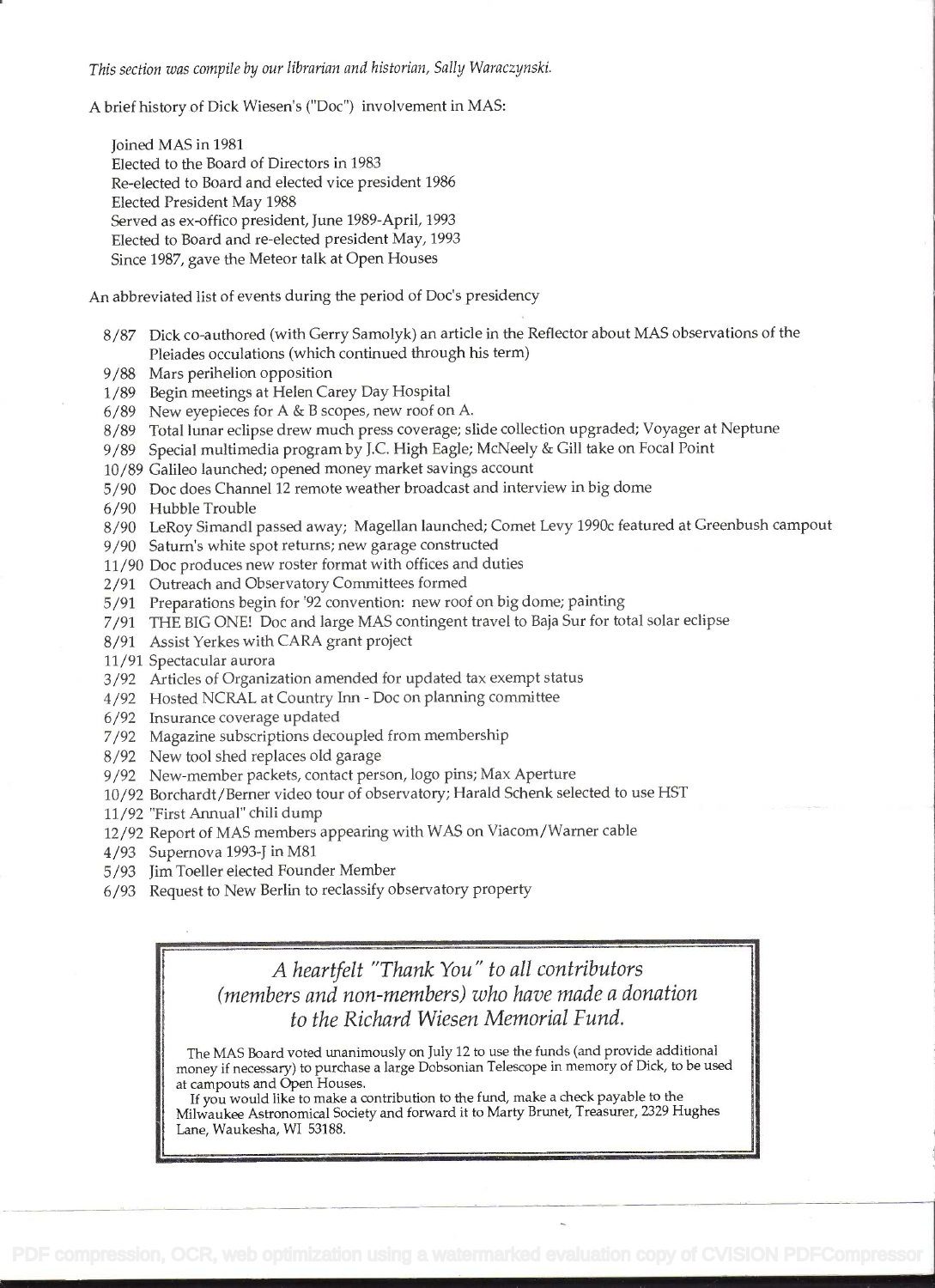*This section was compile by our librarian and historian, Sally Waraczynski.*

A brief history of Dick Wiesen's ("Doc") involvement in MAS:

Joined MAS in 1981
Elected to the Board of Directors in 1983
Re-elected to Board and elected vice president 1986
Elected President May 1988
Served as ex-offico president, June 1989-April, 1993
Elected to Board and re-elected president May, 1993
Since 1987, gave the Meteor talk at Open Houses

An abbreviated list of events during the period of Doc's presidency

- 8/87 Dick co-authored (with Gerry Samolyk) an article in the Reflector about MAS observations of the Pleiades occulations (which continued through his term)
- 9/88 Mars perihelion opposition
- 1/89 Begin meetings at Helen Carey Day Hospital
- 6/89 New eyepieces for A & B scopes, new roof on A.
- 8/89 Total lunar eclipse drew much press coverage; slide collection upgraded; Voyager at Neptune
- 9/89 Special multimedia program by J.C. High Eagle; McNeely & Gill take on Focal Point
- 10/89 Galileo launched; opened money market savings account
- 5/90 Doc does Channel 12 remote weather broadcast and interview in big dome
- 6/90 Hubble Trouble
- 8/90 LeRoy Simandl passed away; Magellan launched; Comet Levy 1990c featured at Greenbush campout
- 9/90 Saturn's white spot returns; new garage constructed
- 11/90 Doc produces new roster format with offices and duties
- 2/91 Outreach and Observatory Committees formed
- 5/91 Preparations begin for '92 convention: new roof on big dome; painting
- 7/91 THE BIG ONE! Doc and large MAS contingent travel to Baja Sur for total solar eclipse
- 8/91 Assist Yerkes with CARA grant project
- 11/91 Spectacular aurora
- 3/92 Articles of Organization amended for updated tax exempt status
- 4/92 Hosted NCRAL at Country Inn - Doc on planning committee
- 6/92 Insurance coverage updated
- 7/92 Magazine subscriptions decoupled from membership
- 8/92 New tool shed replaces old garage
- 9/92 New-member packets, contact person, logo pins; Max Aperture
- 10/92 Borchardt/Berner video tour of observatory; Harald Schenk selected to use HST
- 11/92 "First Annual" chili dump
- 12/92 Report of MAS members appearing with WAS on Viacom/Warner cable
- 4/93 Supernova 1993-J in M81
- 5/93 Jim Toeller elected Founder Member
- 6/93 Request to New Berlin to reclassify observatory property

*A heartfelt "Thank You" to all contributors (members and non-members) who have made a donation to the Richard Wiesen Memorial Fund.*

The MAS Board voted unanimously on July 12 to use the funds (and provide additional money if necessary) to purchase a large Dobsonian Telescope in memory of Dick, to be used at campouts and Open Houses.

If you would like to make a contribution to the fund, make a check payable to the Milwaukee Astronomical Society and forward it to Marty Brunet, Treasurer, 2329 Hughes Lane, Waukesha, WI 53188.